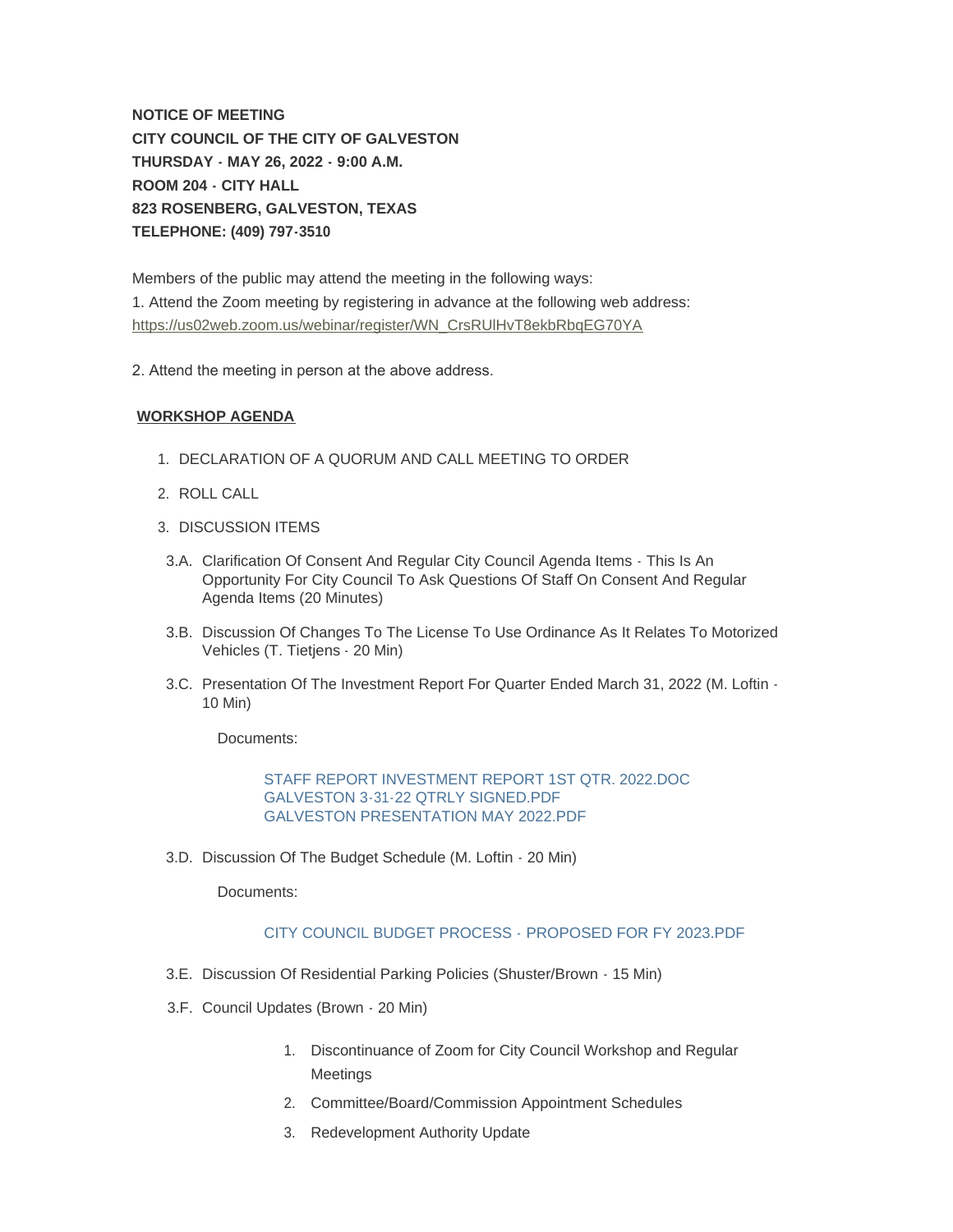**NOTICE OF MEETING**
**CITY COUNCIL OF THE CITY OF GALVESTON**
**THURSDAY - MAY 26, 2022 - 9:00 A.M.**
**ROOM 204 - CITY HALL**
**823 ROSENBERG, GALVESTON, TEXAS**
**TELEPHONE: (409) 797-3510**

Members of the public may attend the meeting in the following ways:
1. Attend the Zoom meeting by registering in advance at the following web address:
https://us02web.zoom.us/webinar/register/WN_CrsRUlHvT8ekbRbqEG70YA

2. Attend the meeting in person at the above address.

**WORKSHOP AGENDA**

1. DECLARATION OF A QUORUM AND CALL MEETING TO ORDER
2. ROLL CALL
3. DISCUSSION ITEMS

3.A. Clarification Of Consent And Regular City Council Agenda Items - This Is An Opportunity For City Council To Ask Questions Of Staff On Consent And Regular Agenda Items (20 Minutes)

3.B. Discussion Of Changes To The License To Use Ordinance As It Relates To Motorized Vehicles (T. Tietjens - 20 Min)

3.C. Presentation Of The Investment Report For Quarter Ended March 31, 2022 (M. Loftin - 10 Min)

Documents:

STAFF REPORT INVESTMENT REPORT 1ST QTR. 2022.DOC
GALVESTON 3-31-22 QTRLY SIGNED.PDF
GALVESTON PRESENTATION MAY 2022.PDF

3.D. Discussion Of The Budget Schedule (M. Loftin - 20 Min)

Documents:

CITY COUNCIL BUDGET PROCESS - PROPOSED FOR FY 2023.PDF

3.E. Discussion Of Residential Parking Policies (Shuster/Brown - 15 Min)

3.F. Council Updates (Brown - 20 Min)

1. Discontinuance of Zoom for City Council Workshop and Regular Meetings
2. Committee/Board/Commission Appointment Schedules
3. Redevelopment Authority Update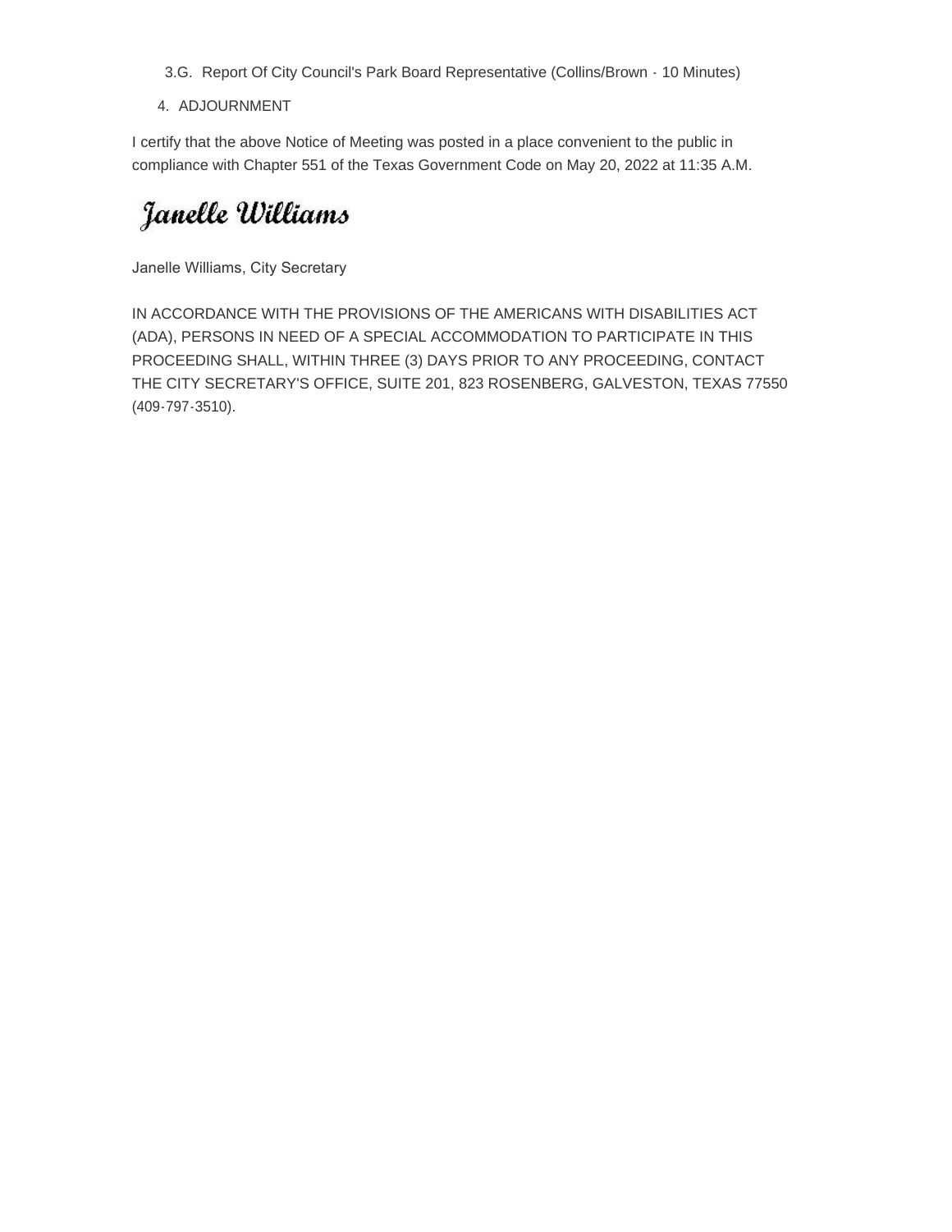3.G. Report Of City Council's Park Board Representative (Collins/Brown - 10 Minutes)

4. ADJOURNMENT

I certify that the above Notice of Meeting was posted in a place convenient to the public in compliance with Chapter 551 of the Texas Government Code on May 20, 2022 at 11:35 A.M.

*Janelle Williams*

Janelle Williams, City Secretary

IN ACCORDANCE WITH THE PROVISIONS OF THE AMERICANS WITH DISABILITIES ACT (ADA), PERSONS IN NEED OF A SPECIAL ACCOMMODATION TO PARTICIPATE IN THIS PROCEEDING SHALL, WITHIN THREE (3) DAYS PRIOR TO ANY PROCEEDING, CONTACT THE CITY SECRETARY'S OFFICE, SUITE 201, 823 ROSENBERG, GALVESTON, TEXAS 77550 (409-797-3510).